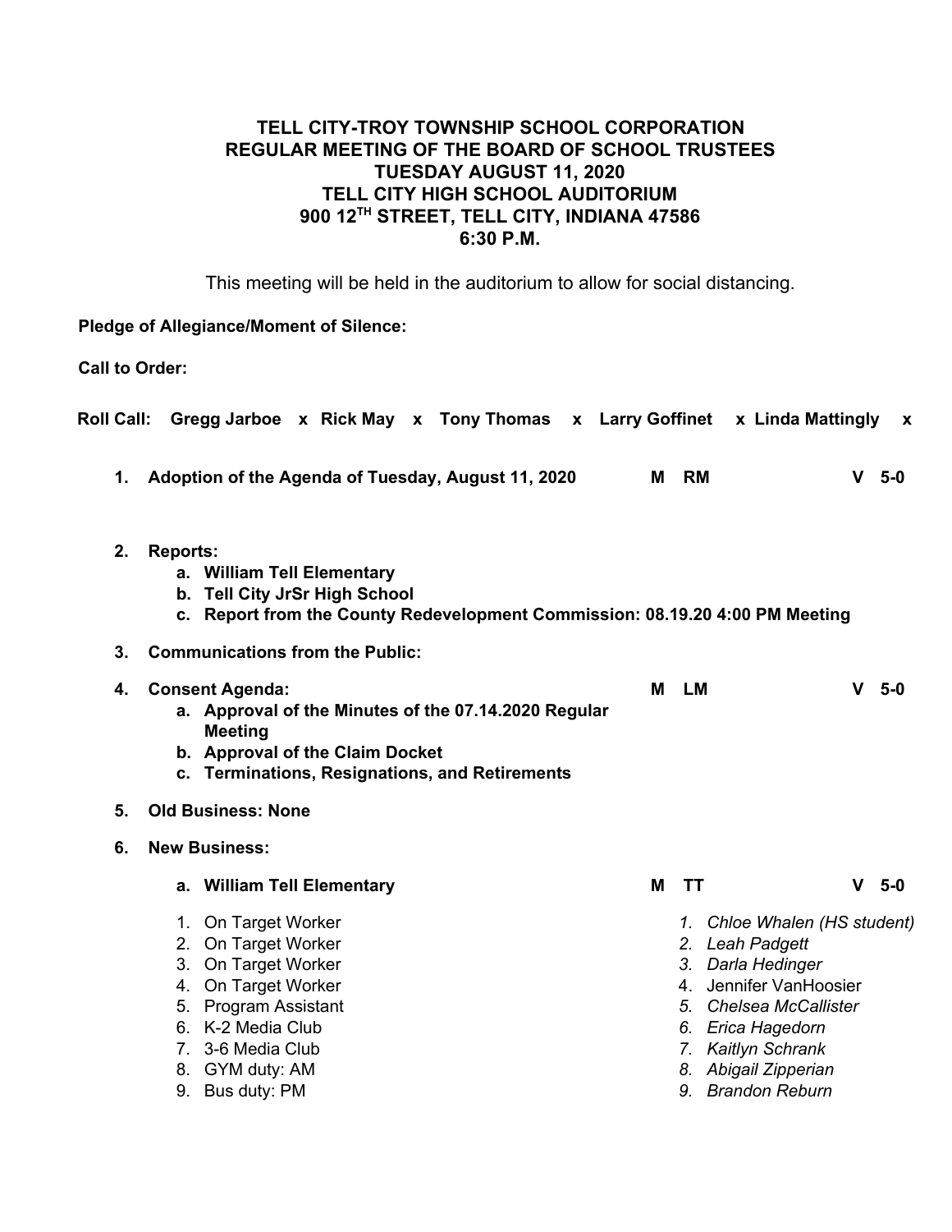**TELL CITY-TROY TOWNSHIP SCHOOL CORPORATION**
**REGULAR MEETING OF THE BOARD OF SCHOOL TRUSTEES**
**TUESDAY AUGUST 11, 2020**
**TELL CITY HIGH SCHOOL AUDITORIUM**
**900 12TH STREET, TELL CITY, INDIANA 47586**
**6:30 P.M.**

This meeting will be held in the auditorium to allow for social distancing.

**Pledge of Allegiance/Moment of Silence:**

**Call to Order:**

**Roll Call: Gregg Jarboe x Rick May x Tony Thomas x Larry Goffinet x Linda Mattingly x**

1. **Adoption of the Agenda of Tuesday, August 11, 2020** **M RM** **V 5-0**

2. **Reports:**
   a. **William Tell Elementary**
   b. **Tell City JrSr High School**
   c. **Report from the County Redevelopment Commission: 08.19.20 4:00 PM Meeting**

3. **Communications from the Public:**

4. **Consent Agenda:** **M LM** **V 5-0**
   a. **Approval of the Minutes of the 07.14.2020 Regular Meeting**
   b. **Approval of the Claim Docket**
   c. **Terminations, Resignations, and Retirements**

5. **Old Business: None**

6. **New Business:**

   a. **William Tell Elementary** **M TT** **V 5-0**

| Position | Name |
|---|---|
| 1. On Target Worker | *1. Chloe Whalen (HS student)* |
| 2. On Target Worker | *2. Leah Padgett* |
| 3. On Target Worker | *3. Darla Hedinger* |
| 4. On Target Worker | 4. Jennifer VanHoosier |
| 5. Program Assistant | *5. Chelsea McCallister* |
| 6. K-2 Media Club | *6. Erica Hagedorn* |
| 7. 3-6 Media Club | *7. Kaitlyn Schrank* |
| 8. GYM duty: AM | *8. Abigail Zipperian* |
| 9. Bus duty: PM | *9. Brandon Reburn* |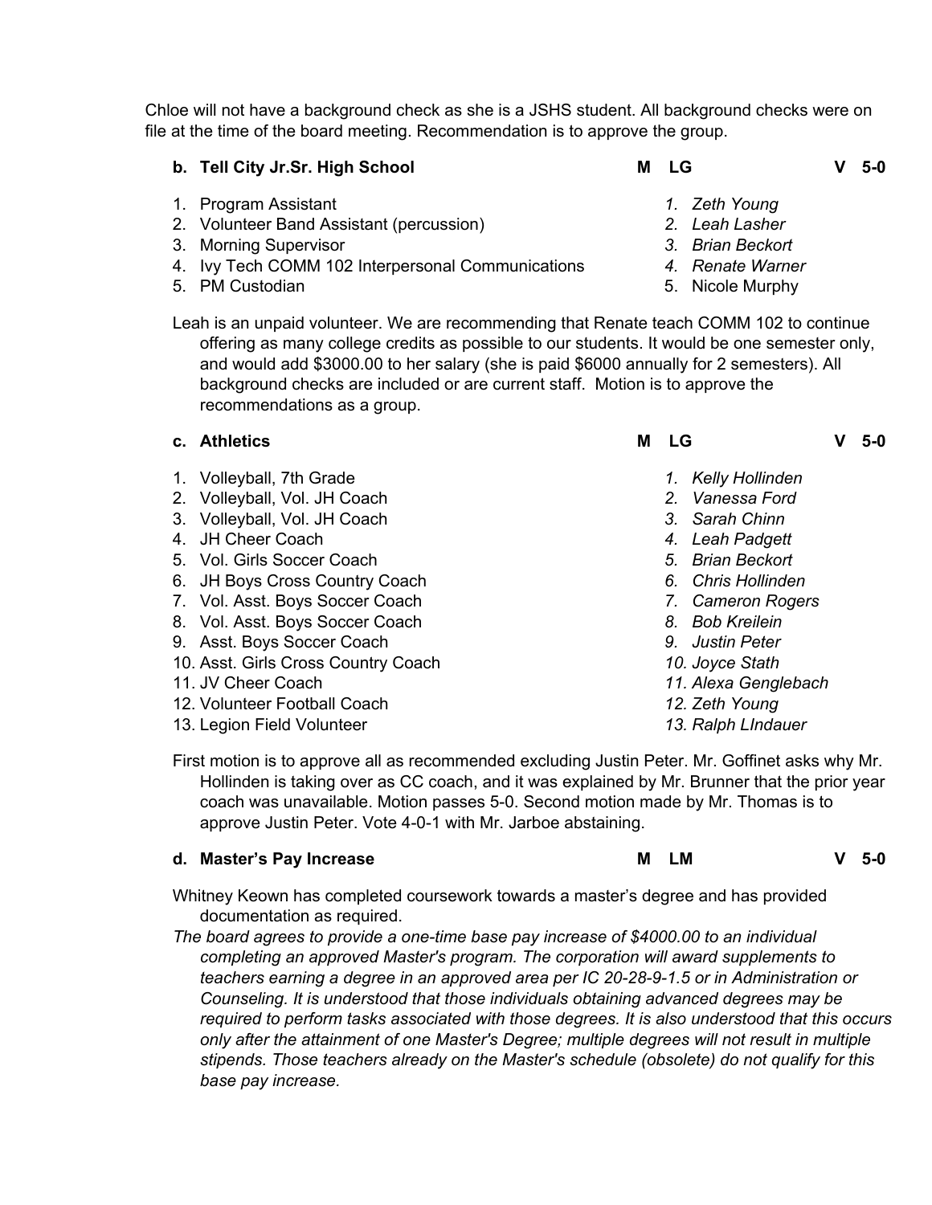Chloe will not have a background check as she is a JSHS student. All background checks were on file at the time of the board meeting. Recommendation is to approve the group.

**b. Tell City Jr.Sr. High School** **M LG** **V 5-0**

| Position | Name |
|---|---|
| 1. Program Assistant | *1. Zeth Young* |
| 2. Volunteer Band Assistant (percussion) | *2. Leah Lasher* |
| 3. Morning Supervisor | *3. Brian Beckort* |
| 4. Ivy Tech COMM 102 Interpersonal Communications | *4. Renate Warner* |
| 5. PM Custodian | 5. Nicole Murphy |

Leah is an unpaid volunteer. We are recommending that Renate teach COMM 102 to continue offering as many college credits as possible to our students. It would be one semester only, and would add $3000.00 to her salary (she is paid $6000 annually for 2 semesters). All background checks are included or are current staff. Motion is to approve the recommendations as a group.

**c. Athletics** **M LG** **V 5-0**

| Position | Name |
|---|---|
| 1. Volleyball, 7th Grade | *1. Kelly Hollinden* |
| 2. Volleyball, Vol. JH Coach | *2. Vanessa Ford* |
| 3. Volleyball, Vol. JH Coach | *3. Sarah Chinn* |
| 4. JH Cheer Coach | *4. Leah Padgett* |
| 5. Vol. Girls Soccer Coach | *5. Brian Beckort* |
| 6. JH Boys Cross Country Coach | *6. Chris Hollinden* |
| 7. Vol. Asst. Boys Soccer Coach | *7. Cameron Rogers* |
| 8. Vol. Asst. Boys Soccer Coach | *8. Bob Kreilein* |
| 9. Asst. Boys Soccer Coach | *9. Justin Peter* |
| 10. Asst. Girls Cross Country Coach | *10. Joyce Stath* |
| 11. JV Cheer Coach | *11. Alexa Genglebach* |
| 12. Volunteer Football Coach | *12. Zeth Young* |
| 13. Legion Field Volunteer | *13. Ralph LIndauer* |

First motion is to approve all as recommended excluding Justin Peter. Mr. Goffinet asks why Mr. Hollinden is taking over as CC coach, and it was explained by Mr. Brunner that the prior year coach was unavailable. Motion passes 5-0. Second motion made by Mr. Thomas is to approve Justin Peter. Vote 4-0-1 with Mr. Jarboe abstaining.

**d. Master's Pay Increase** **M LM** **V 5-0**

Whitney Keown has completed coursework towards a master's degree and has provided documentation as required.

*The board agrees to provide a one-time base pay increase of $4000.00 to an individual completing an approved Master's program. The corporation will award supplements to teachers earning a degree in an approved area per IC 20-28-9-1.5 or in Administration or Counseling. It is understood that those individuals obtaining advanced degrees may be required to perform tasks associated with those degrees. It is also understood that this occurs only after the attainment of one Master's Degree; multiple degrees will not result in multiple stipends. Those teachers already on the Master's schedule (obsolete) do not qualify for this base pay increase.*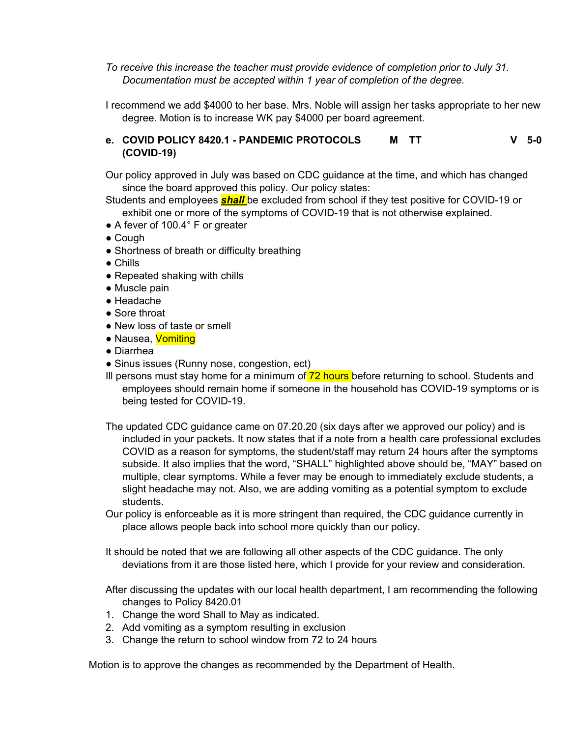*To receive this increase the teacher must provide evidence of completion prior to July 31. Documentation must be accepted within 1 year of completion of the degree.*

I recommend we add $4000 to her base. Mrs. Noble will assign her tasks appropriate to her new degree. Motion is to increase WK pay $4000 per board agreement.

**e. COVID POLICY 8420.1 - PANDEMIC PROTOCOLS (COVID-19)** **M TT** **V 5-0**

Our policy approved in July was based on CDC guidance at the time, and which has changed since the board approved this policy. Our policy states:

Students and employees ***shall*** be excluded from school if they test positive for COVID-19 or exhibit one or more of the symptoms of COVID-19 that is not otherwise explained.

- A fever of 100.4° F or greater
- Cough
- Shortness of breath or difficulty breathing
- Chills
- Repeated shaking with chills
- Muscle pain
- Headache
- Sore throat
- New loss of taste or smell
- Nausea, Vomiting
- Diarrhea
- Sinus issues (Runny nose, congestion, ect)

Ill persons must stay home for a minimum of 72 hours before returning to school. Students and employees should remain home if someone in the household has COVID-19 symptoms or is being tested for COVID-19.

The updated CDC guidance came on 07.20.20 (six days after we approved our policy) and is included in your packets. It now states that if a note from a health care professional excludes COVID as a reason for symptoms, the student/staff may return 24 hours after the symptoms subside. It also implies that the word, "SHALL" highlighted above should be, "MAY" based on multiple, clear symptoms. While a fever may be enough to immediately exclude students, a slight headache may not. Also, we are adding vomiting as a potential symptom to exclude students.

Our policy is enforceable as it is more stringent than required, the CDC guidance currently in place allows people back into school more quickly than our policy.

It should be noted that we are following all other aspects of the CDC guidance. The only deviations from it are those listed here, which I provide for your review and consideration.

After discussing the updates with our local health department, I am recommending the following changes to Policy 8420.01

1. Change the word Shall to May as indicated.
2. Add vomiting as a symptom resulting in exclusion
3. Change the return to school window from 72 to 24 hours

Motion is to approve the changes as recommended by the Department of Health.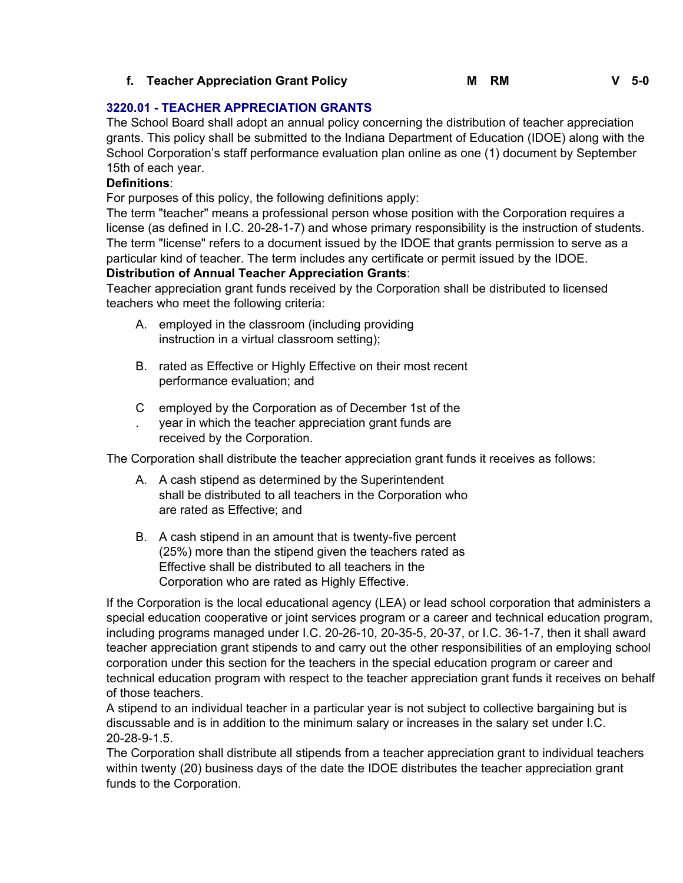**f. Teacher Appreciation Grant Policy** **M RM** **V 5-0**

### 3220.01 - TEACHER APPRECIATION GRANTS

The School Board shall adopt an annual policy concerning the distribution of teacher appreciation grants. This policy shall be submitted to the Indiana Department of Education (IDOE) along with the School Corporation's staff performance evaluation plan online as one (1) document by September 15th of each year.

**Definitions**:

For purposes of this policy, the following definitions apply:

The term "teacher" means a professional person whose position with the Corporation requires a license (as defined in I.C. 20-28-1-7) and whose primary responsibility is the instruction of students.

The term "license" refers to a document issued by the IDOE that grants permission to serve as a particular kind of teacher. The term includes any certificate or permit issued by the IDOE.

**Distribution of Annual Teacher Appreciation Grants**:

Teacher appreciation grant funds received by the Corporation shall be distributed to licensed teachers who meet the following criteria:

A. employed in the classroom (including providing instruction in a virtual classroom setting);

B. rated as Effective or Highly Effective on their most recent performance evaluation; and

C. employed by the Corporation as of December 1st of the year in which the teacher appreciation grant funds are received by the Corporation.

The Corporation shall distribute the teacher appreciation grant funds it receives as follows:

A. A cash stipend as determined by the Superintendent shall be distributed to all teachers in the Corporation who are rated as Effective; and

B. A cash stipend in an amount that is twenty-five percent (25%) more than the stipend given the teachers rated as Effective shall be distributed to all teachers in the Corporation who are rated as Highly Effective.

If the Corporation is the local educational agency (LEA) or lead school corporation that administers a special education cooperative or joint services program or a career and technical education program, including programs managed under I.C. 20-26-10, 20-35-5, 20-37, or I.C. 36-1-7, then it shall award teacher appreciation grant stipends to and carry out the other responsibilities of an employing school corporation under this section for the teachers in the special education program or career and technical education program with respect to the teacher appreciation grant funds it receives on behalf of those teachers.

A stipend to an individual teacher in a particular year is not subject to collective bargaining but is discussable and is in addition to the minimum salary or increases in the salary set under I.C. 20-28-9-1.5.

The Corporation shall distribute all stipends from a teacher appreciation grant to individual teachers within twenty (20) business days of the date the IDOE distributes the teacher appreciation grant funds to the Corporation.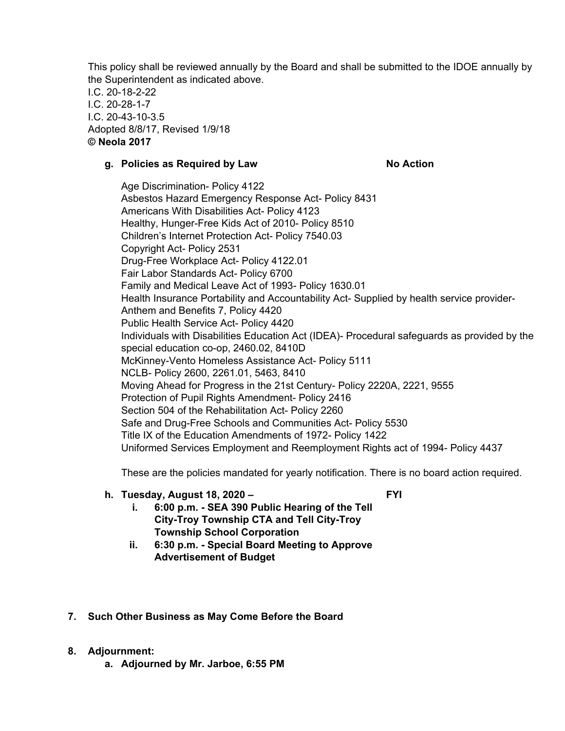This policy shall be reviewed annually by the Board and shall be submitted to the IDOE annually by the Superintendent as indicated above.
I.C. 20-18-2-22
I.C. 20-28-1-7
I.C. 20-43-10-3.5
Adopted 8/8/17, Revised 1/9/18
**© Neola 2017**

g. **Policies as Required by Law** **No Action**

Age Discrimination- Policy 4122
Asbestos Hazard Emergency Response Act- Policy 8431
Americans With Disabilities Act- Policy 4123
Healthy, Hunger-Free Kids Act of 2010- Policy 8510
Children's Internet Protection Act- Policy 7540.03
Copyright Act- Policy 2531
Drug-Free Workplace Act- Policy 4122.01
Fair Labor Standards Act- Policy 6700
Family and Medical Leave Act of 1993- Policy 1630.01
Health Insurance Portability and Accountability Act- Supplied by health service provider- Anthem and Benefits 7, Policy 4420
Public Health Service Act- Policy 4420
Individuals with Disabilities Education Act (IDEA)- Procedural safeguards as provided by the special education co-op, 2460.02, 8410D
McKinney-Vento Homeless Assistance Act- Policy 5111
NCLB- Policy 2600, 2261.01, 5463, 8410
Moving Ahead for Progress in the 21st Century- Policy 2220A, 2221, 9555
Protection of Pupil Rights Amendment- Policy 2416
Section 504 of the Rehabilitation Act- Policy 2260
Safe and Drug-Free Schools and Communities Act- Policy 5530
Title IX of the Education Amendments of 1972- Policy 1422
Uniformed Services Employment and Reemployment Rights act of 1994- Policy 4437

These are the policies mandated for yearly notification. There is no board action required.

h. **Tuesday, August 18, 2020 –** **FYI**
   i. **6:00 p.m. - SEA 390 Public Hearing of the Tell City-Troy Township CTA and Tell City-Troy Township School Corporation**
   ii. **6:30 p.m. - Special Board Meeting to Approve Advertisement of Budget**

7. **Such Other Business as May Come Before the Board**

8. **Adjournment:**
   a. **Adjourned by Mr. Jarboe, 6:55 PM**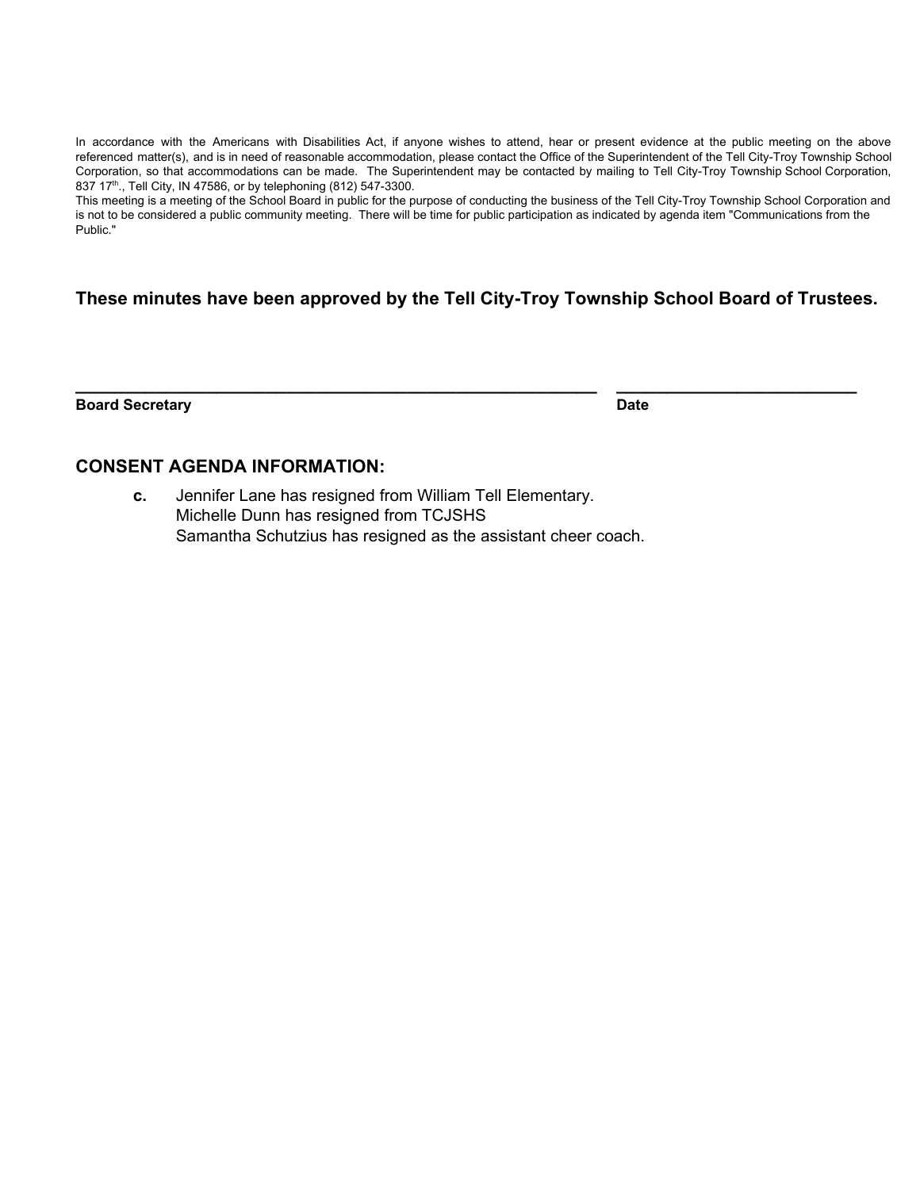In accordance with the Americans with Disabilities Act, if anyone wishes to attend, hear or present evidence at the public meeting on the above referenced matter(s), and is in need of reasonable accommodation, please contact the Office of the Superintendent of the Tell City-Troy Township School Corporation, so that accommodations can be made. The Superintendent may be contacted by mailing to Tell City-Troy Township School Corporation, 837 17th., Tell City, IN 47586, or by telephoning (812) 547-3300.
This meeting is a meeting of the School Board in public for the purpose of conducting the business of the Tell City-Troy Township School Corporation and is not to be considered a public community meeting. There will be time for public participation as indicated by agenda item "Communications from the Public."

**These minutes have been approved by the Tell City-Troy Township School Board of Trustees.**

______________________________________________ ____________________

**Board Secretary** **Date**

## CONSENT AGENDA INFORMATION:

**c.** Jennifer Lane has resigned from William Tell Elementary.
Michelle Dunn has resigned from TCJSHS
Samantha Schutzius has resigned as the assistant cheer coach.